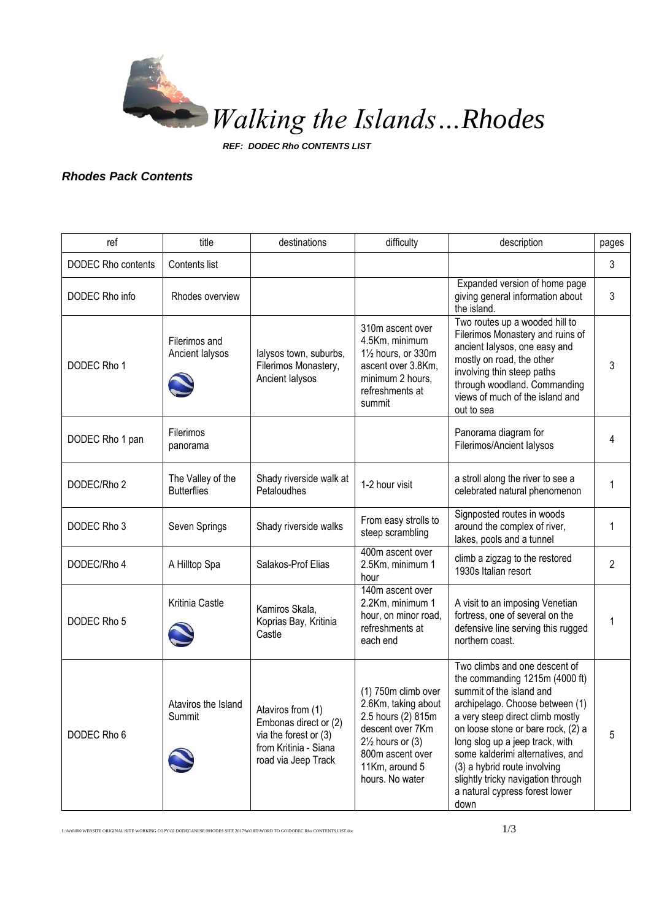# *Walking the Islands…Rhodes*

***REF: DODEC Rho CONTENTS LIST***

### *Rhodes Pack Contents*

| ref | title | destinations | difficulty | description | pages |
|---|---|---|---|---|---|
| DODEC Rho contents | Contents list | | | | 3 |
| DODEC Rho info | Rhodes overview | | | Expanded version of home page giving general information about the island. | 3 |
| DODEC Rho 1 | Filerimos and Ancient Ialysos | Ialysos town, suburbs, Filerimos Monastery, Ancient Ialysos | 310m ascent over 4.5Km, minimum 1½ hours, or 330m ascent over 3.8Km, minimum 2 hours, refreshments at summit | Two routes up a wooded hill to Filerimos Monastery and ruins of ancient Ialysos, one easy and mostly on road, the other involving thin steep paths through woodland. Commanding views of much of the island and out to sea | 3 |
| DODEC Rho 1 pan | Filerimos panorama | | | Panorama diagram for Filerimos/Ancient Ialysos | 4 |
| DODEC/Rho 2 | The Valley of the Butterflies | Shady riverside walk at Petaloudhes | 1-2 hour visit | a stroll along the river to see a celebrated natural phenomenon | 1 |
| DODEC Rho 3 | Seven Springs | Shady riverside walks | From easy strolls to steep scrambling | Signposted routes in woods around the complex of river, lakes, pools and a tunnel | 1 |
| DODEC/Rho 4 | A Hilltop Spa | Salakos-Prof Elias | 400m ascent over 2.5Km, minimum 1 hour | climb a zigzag to the restored 1930s Italian resort | 2 |
| DODEC Rho 5 | Kritinia Castle | Kamiros Skala, Koprias Bay, Kritinia Castle | 140m ascent over 2.2Km, minimum 1 hour, on minor road, refreshments at each end | A visit to an imposing Venetian fortress, one of several on the defensive line serving this rugged northern coast. | 1 |
| DODEC Rho 6 | Ataviros the Island Summit | Ataviros from (1) Embonas direct or (2) via the forest or (3) from Kritinia - Siana road via Jeep Track | (1) 750m climb over 2.6Km, taking about 2.5 hours (2) 815m descent over 7Km 2½ hours or (3) 800m ascent over 11Km, around 5 hours. No water | Two climbs and one descent of the commanding 1215m (4000 ft) summit of the island and archipelago. Choose between (1) a very steep direct climb mostly on loose stone or bare rock, (2) a long slog up a jeep track, with some kalderimi alternatives, and (3) a hybrid route involving slightly tricky navigation through a natural cypress forest lower down | 5 |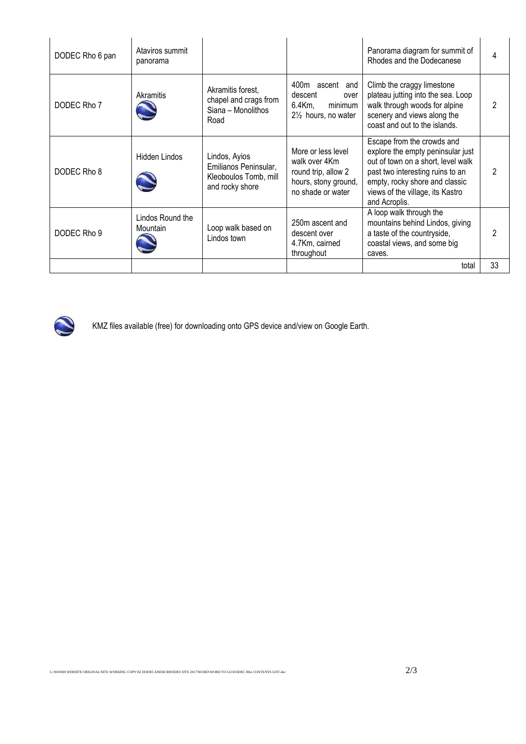| DODEC Rho 6 pan | Ataviros summit panorama | | | Panorama diagram for summit of Rhodes and the Dodecanese | 4 |
|---|---|---|---|---|---|
| DODEC Rho 7 | Akramitis | Akramitis forest, chapel and crags from Siana – Monolithos Road | 400m ascent and descent over 6.4Km, minimum 2½ hours, no water | Climb the craggy limestone plateau jutting into the sea. Loop walk through woods for alpine scenery and views along the coast and out to the islands. | 2 |
| DODEC Rho 8 | Hidden Lindos | Lindos, Ayios Emilianos Peninsular, Kleoboulos Tomb, mill and rocky shore | More or less level walk over 4Km round trip, allow 2 hours, stony ground, no shade or water | Escape from the crowds and explore the empty peninsular just out of town on a short, level walk past two interesting ruins to an empty, rocky shore and classic views of the village, its Kastro and Acroplis. | 2 |
| DODEC Rho 9 | Lindos Round the Mountain | Loop walk based on Lindos town | 250m ascent and descent over 4.7Km, cairned throughout | A loop walk through the mountains behind Lindos, giving a taste of the countryside, coastal views, and some big caves. | 2 |
| | | | | total | 33 |

KMZ files available (free) for downloading onto GPS device and/view on Google Earth.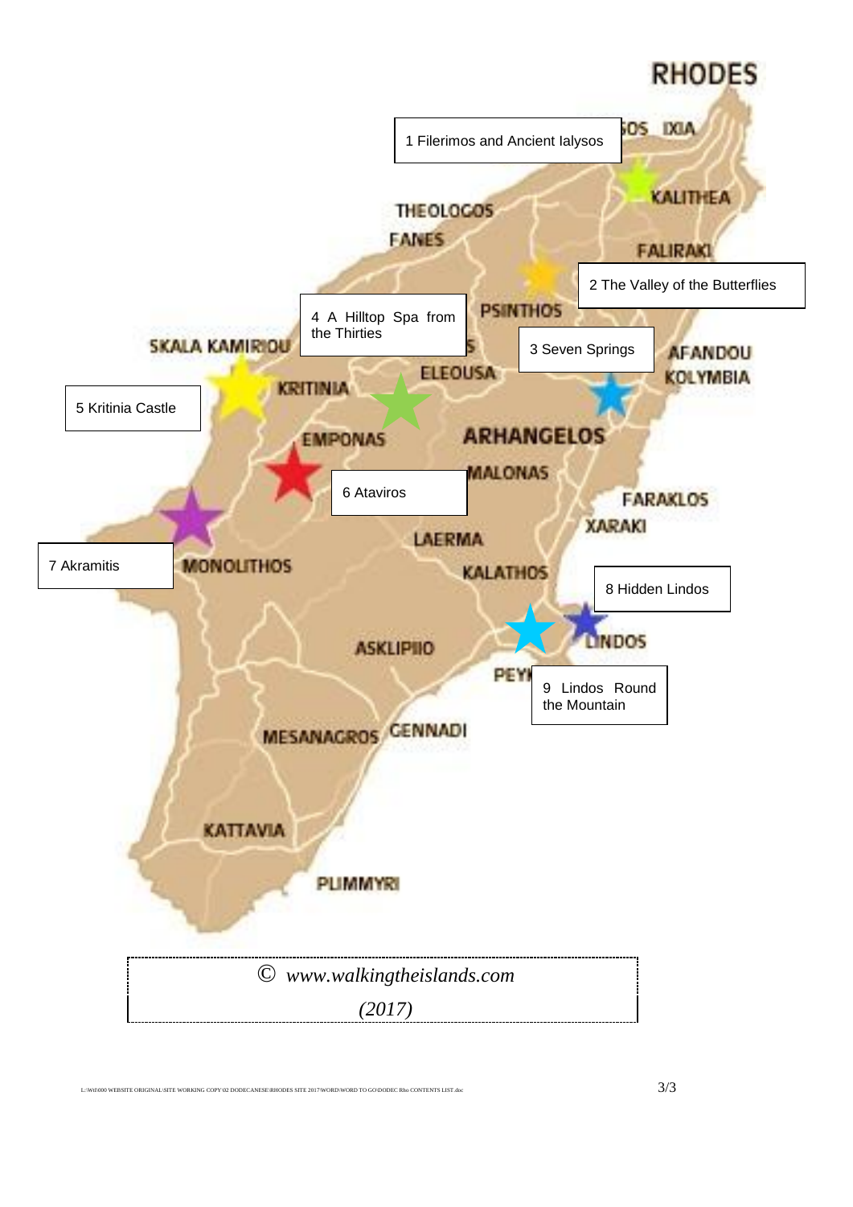RHODES

1 Filerimos and Ancient Ialysos

2 The Valley of the Butterflies

3 Seven Springs

4 A Hilltop Spa from the Thirties

5 Kritinia Castle

6 Ataviros

7 Akramitis

8 Hidden Lindos

9 Lindos Round the Mountain

IXIA

KALITHEA

THEOLOGOS

FANES

FALIRAKI

PSINTHOS

SKALA KAMIRIOU

AFANDOU

KOLYMBIA

KRITINIA

ELEOUSA

EMPONAS

ARHANGELOS

MALONAS

FARAKLOS

XARAKI

LAERMA

MONOLITHOS

KALATHOS

LINDOS

ASKLIPIIO

PEYKI

MESANAGROS

GENNADI

KATTAVIA

PLIMMYRI

© *www.walkingtheislands.com*

*(2017)*